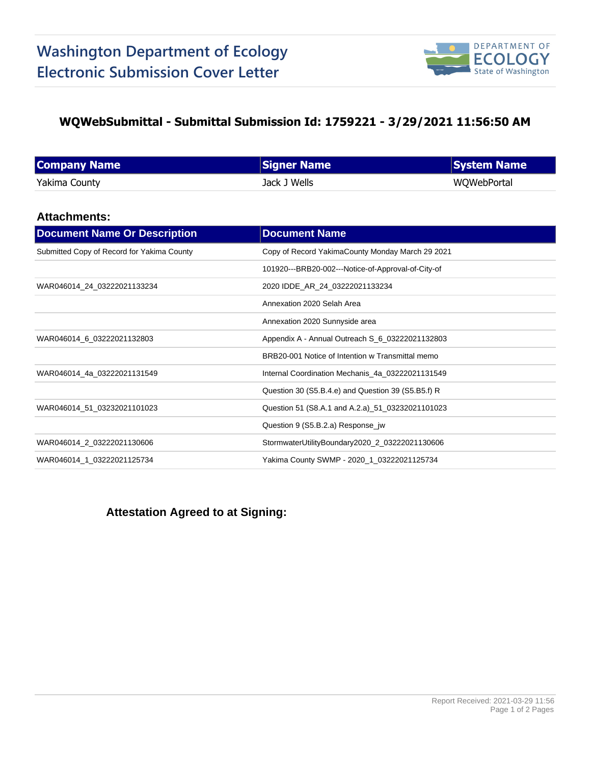# Washington Department of Ecology
# Electronic Submission Cover Letter

DEPARTMENT OF ECOLOGY State of Washington

## WQWebSubmittal - Submittal Submission Id: 1759221 - 3/29/2021 11:56:50 AM

| Company Name | Signer Name | System Name |
|---|---|---|
| Yakima County | Jack J Wells | WQWebPortal |

### Attachments:

| Document Name Or Description | Document Name |
|---|---|
| Submitted Copy of Record for Yakima County | Copy of Record YakimaCounty Monday March 29 2021 |
| | 101920---BRB20-002---Notice-of-Approval-of-City-of |
| WAR046014_24_03222021133234 | 2020 IDDE_AR_24_03222021133234 |
| | Annexation 2020 Selah Area |
| | Annexation 2020 Sunnyside area |
| WAR046014_6_03222021132803 | Appendix A - Annual Outreach S_6_03222021132803 |
| | BRB20-001 Notice of Intention w Transmittal memo |
| WAR046014_4a_03222021131549 | Internal Coordination Mechanis_4a_03222021131549 |
| | Question 30 (S5.B.4.e) and Question 39 (S5.B5.f) R |
| WAR046014_51_03232021101023 | Question 51 (S8.A.1 and A.2.a)_51_03232021101023 |
| | Question 9 (S5.B.2.a) Response_jw |
| WAR046014_2_03222021130606 | StormwaterUtilityBoundary2020_2_03222021130606 |
| WAR046014_1_03222021125734 | Yakima County SWMP - 2020_1_03222021125734 |

### Attestation Agreed to at Signing:

Report Received: 2021-03-29 11:56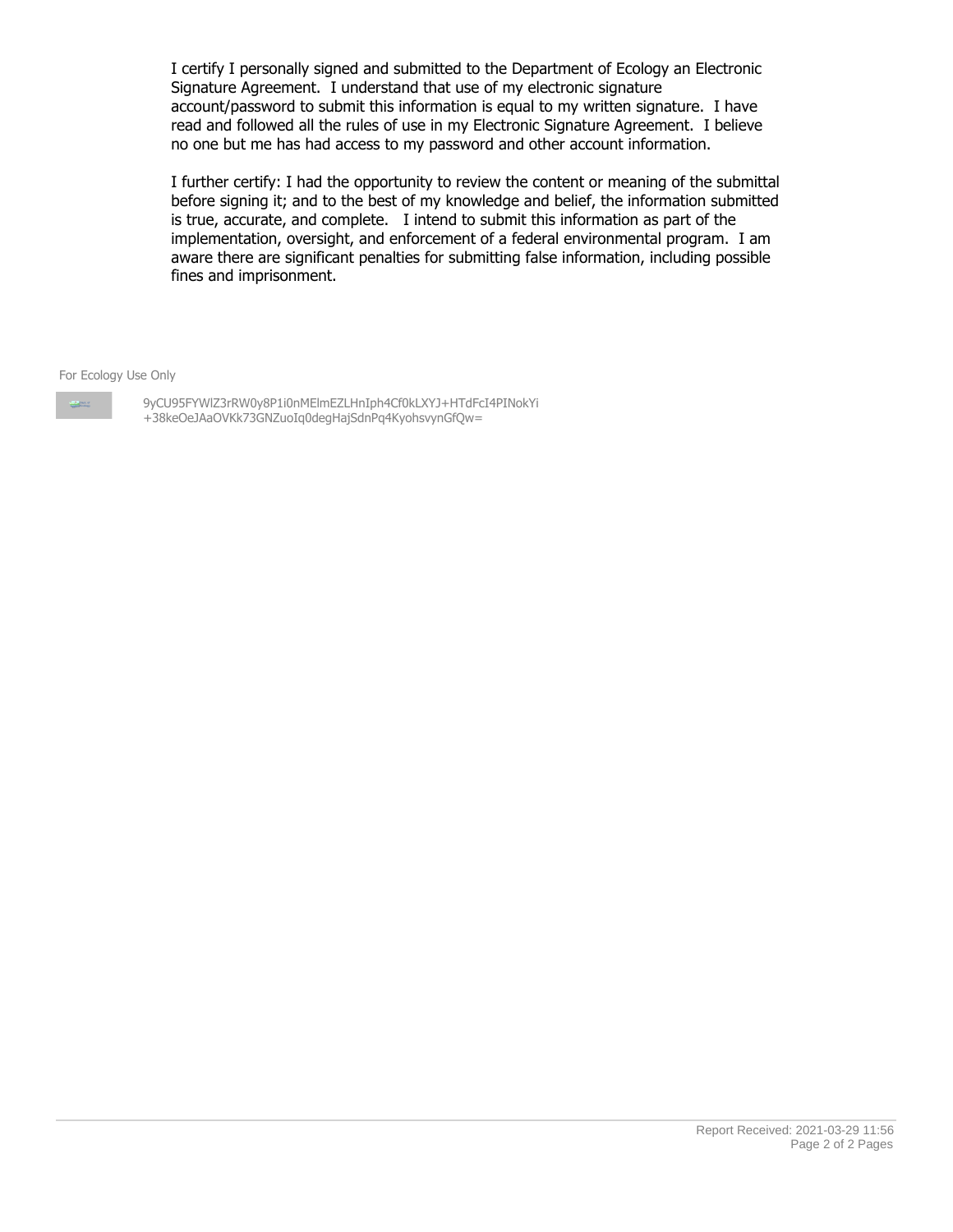I certify I personally signed and submitted to the Department of Ecology an Electronic Signature Agreement. I understand that use of my electronic signature account/password to submit this information is equal to my written signature. I have read and followed all the rules of use in my Electronic Signature Agreement. I believe no one but me has had access to my password and other account information.

I further certify: I had the opportunity to review the content or meaning of the submittal before signing it; and to the best of my knowledge and belief, the information submitted is true, accurate, and complete. I intend to submit this information as part of the implementation, oversight, and enforcement of a federal environmental program. I am aware there are significant penalties for submitting false information, including possible fines and imprisonment.

For Ecology Use Only

9yCU95FYWlZ3rRW0y8P1i0nMElmEZLHnIph4Cf0kLXYJ+HTdFcI4PINokYi
+38keOeJAaOVKk73GNZuoIq0degHajSdnPq4KyohsvynGfQw=

Report Received: 2021-03-29 11:56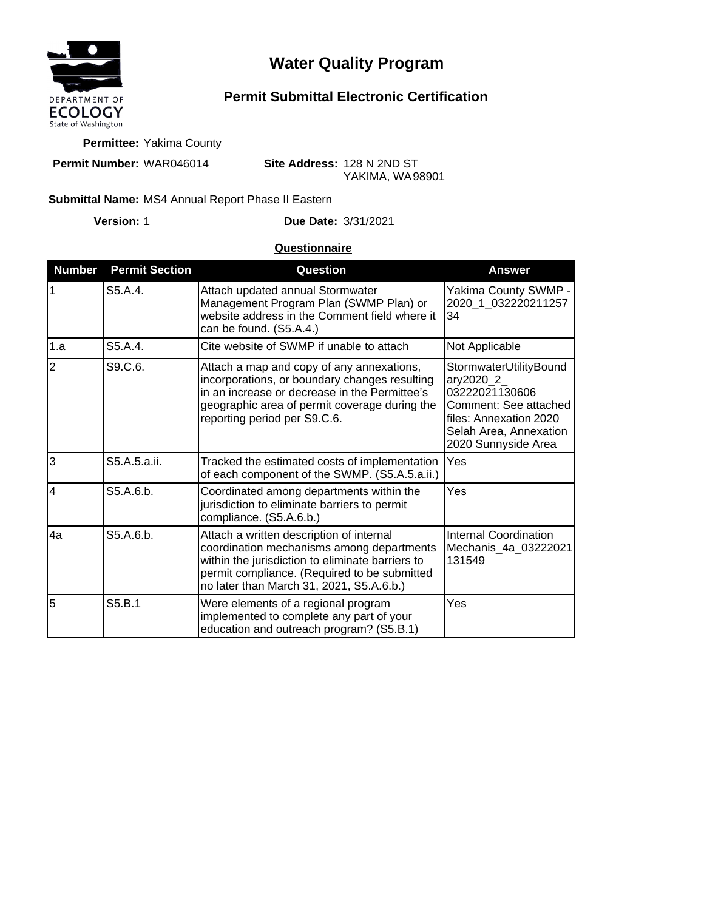# Water Quality Program

## Permit Submittal Electronic Certification

**Permittee:** Yakima County

**Permit Number:** WAR046014

**Site Address:** 128 N 2ND ST
YAKIMA, WA 98901

**Submittal Name:** MS4 Annual Report Phase II Eastern

**Version:** 1

**Due Date:** 3/31/2021

**Questionnaire**

| Number | Permit Section | Question | Answer |
|---|---|---|---|
| 1 | S5.A.4. | Attach updated annual Stormwater Management Program Plan (SWMP Plan) or website address in the Comment field where it can be found. (S5.A.4.) | Yakima County SWMP - 2020_1_03222021125734 |
| 1.a | S5.A.4. | Cite website of SWMP if unable to attach | Not Applicable |
| 2 | S9.C.6. | Attach a map and copy of any annexations, incorporations, or boundary changes resulting in an increase or decrease in the Permittee's geographic area of permit coverage during the reporting period per S9.C.6. | StormwaterUtilityBoundary2020_2_03222021130606 Comment: See attached files: Annexation 2020 Selah Area, Annexation 2020 Sunnyside Area |
| 3 | S5.A.5.a.ii. | Tracked the estimated costs of implementation of each component of the SWMP. (S5.A.5.a.ii.) | Yes |
| 4 | S5.A.6.b. | Coordinated among departments within the jurisdiction to eliminate barriers to permit compliance. (S5.A.6.b.) | Yes |
| 4a | S5.A.6.b. | Attach a written description of internal coordination mechanisms among departments within the jurisdiction to eliminate barriers to permit compliance. (Required to be submitted no later than March 31, 2021, S5.A.6.b.) | Internal Coordination Mechanis_4a_03222021131549 |
| 5 | S5.B.1 | Were elements of a regional program implemented to complete any part of your education and outreach program? (S5.B.1) | Yes |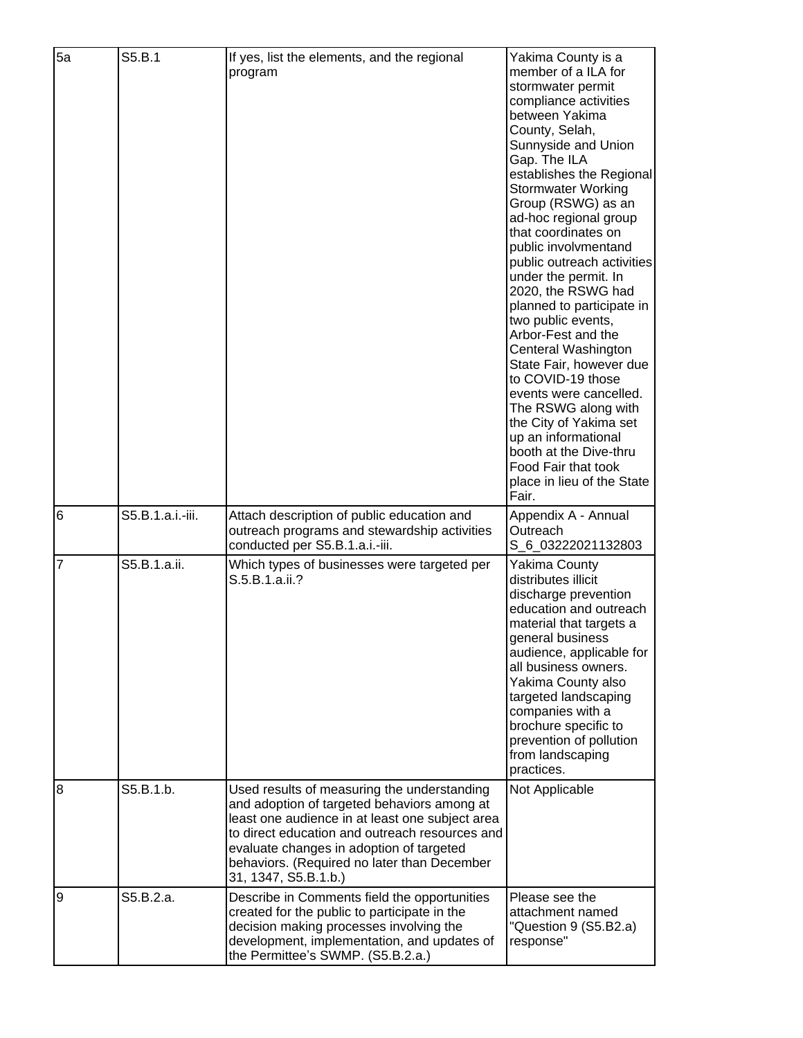| 5a | S5.B.1 | If yes, list the elements, and the regional program | Yakima County is a member of a ILA for stormwater permit compliance activities between Yakima County, Selah, Sunnyside and Union Gap. The ILA establishes the Regional Stormwater Working Group (RSWG) as an ad-hoc regional group that coordinates on public involvmentand public outreach activities under the permit. In 2020, the RSWG had planned to participate in two public events, Arbor-Fest and the Centeral Washington State Fair, however due to COVID-19 those events were cancelled. The RSWG along with the City of Yakima set up an informational booth at the Dive-thru Food Fair that took place in lieu of the State Fair. |
|---|---|---|---|
| 6 | S5.B.1.a.i.-iii. | Attach description of public education and outreach programs and stewardship activities conducted per S5.B.1.a.i.-iii. | Appendix A - Annual Outreach S_6_03222021132803 |
| 7 | S5.B.1.a.ii. | Which types of businesses were targeted per S.5.B.1.a.ii.? | Yakima County distributes illicit discharge prevention education and outreach material that targets a general business audience, applicable for all business owners. Yakima County also targeted landscaping companies with a brochure specific to prevention of pollution from landscaping practices. |
| 8 | S5.B.1.b. | Used results of measuring the understanding and adoption of targeted behaviors among at least one audience in at least one subject area to direct education and outreach resources and evaluate changes in adoption of targeted behaviors. (Required no later than December 31, 1347, S5.B.1.b.) | Not Applicable |
| 9 | S5.B.2.a. | Describe in Comments field the opportunities created for the public to participate in the decision making processes involving the development, implementation, and updates of the Permittee's SWMP. (S5.B.2.a.) | Please see the attachment named "Question 9 (S5.B2.a) response" |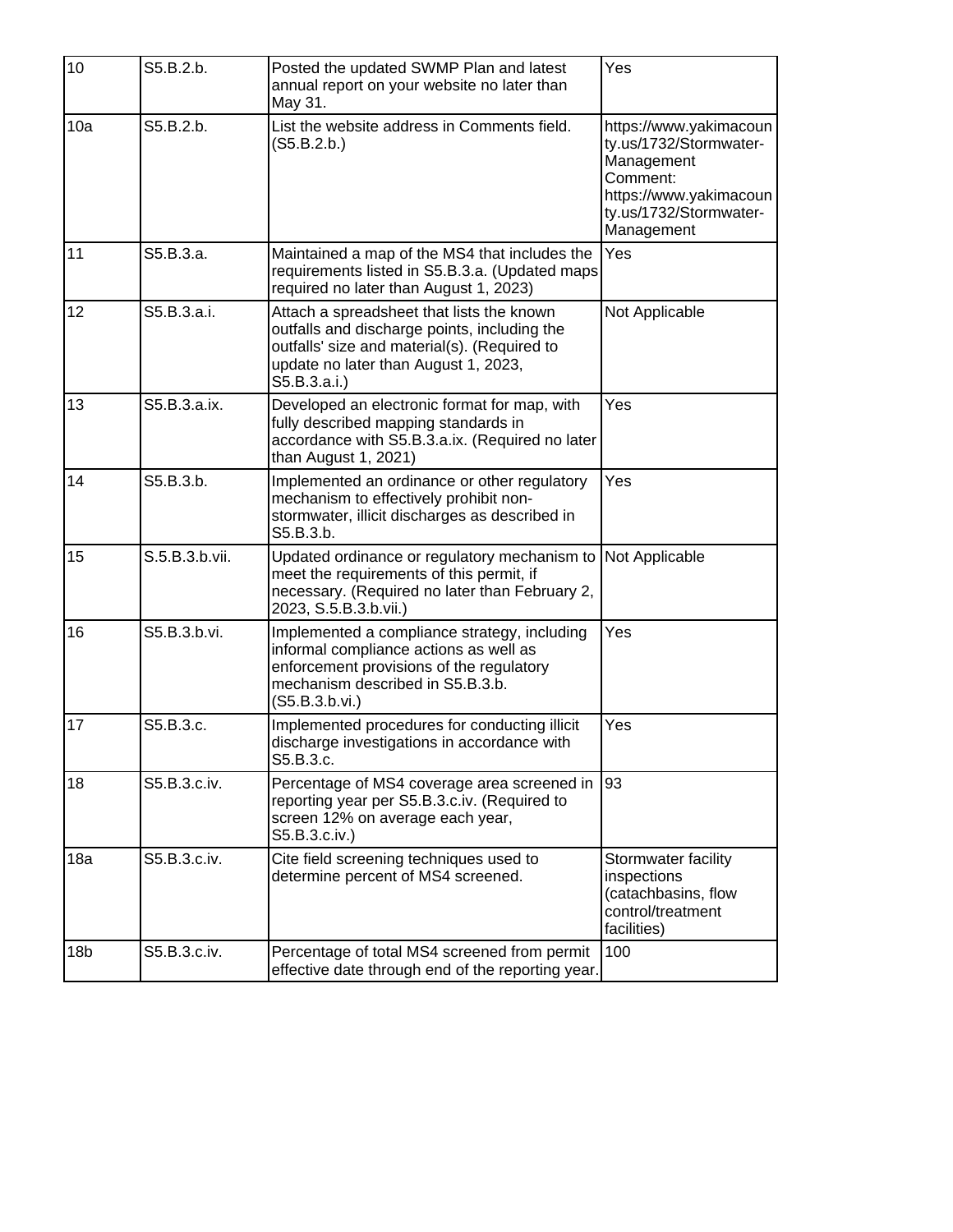| | | | |
|---|---|---|---|
| 10 | S5.B.2.b. | Posted the updated SWMP Plan and latest annual report on your website no later than May 31. | Yes |
| 10a | S5.B.2.b. | List the website address in Comments field. (S5.B.2.b.) | https://www.yakimacounty.us/1732/Stormwater-Management Comment: https://www.yakimacounty.us/1732/Stormwater-Management |
| 11 | S5.B.3.a. | Maintained a map of the MS4 that includes the requirements listed in S5.B.3.a. (Updated maps required no later than August 1, 2023) | Yes |
| 12 | S5.B.3.a.i. | Attach a spreadsheet that lists the known outfalls and discharge points, including the outfalls' size and material(s). (Required to update no later than August 1, 2023, S5.B.3.a.i.) | Not Applicable |
| 13 | S5.B.3.a.ix. | Developed an electronic format for map, with fully described mapping standards in accordance with S5.B.3.a.ix. (Required no later than August 1, 2021) | Yes |
| 14 | S5.B.3.b. | Implemented an ordinance or other regulatory mechanism to effectively prohibit non-stormwater, illicit discharges as described in S5.B.3.b. | Yes |
| 15 | S.5.B.3.b.vii. | Updated ordinance or regulatory mechanism to meet the requirements of this permit, if necessary. (Required no later than February 2, 2023, S.5.B.3.b.vii.) | Not Applicable |
| 16 | S5.B.3.b.vi. | Implemented a compliance strategy, including informal compliance actions as well as enforcement provisions of the regulatory mechanism described in S5.B.3.b. (S5.B.3.b.vi.) | Yes |
| 17 | S5.B.3.c. | Implemented procedures for conducting illicit discharge investigations in accordance with S5.B.3.c. | Yes |
| 18 | S5.B.3.c.iv. | Percentage of MS4 coverage area screened in reporting year per S5.B.3.c.iv. (Required to screen 12% on average each year, S5.B.3.c.iv.) | 93 |
| 18a | S5.B.3.c.iv. | Cite field screening techniques used to determine percent of MS4 screened. | Stormwater facility inspections (catchbasins, flow control/treatment facilities) |
| 18b | S5.B.3.c.iv. | Percentage of total MS4 screened from permit effective date through end of the reporting year. | 100 |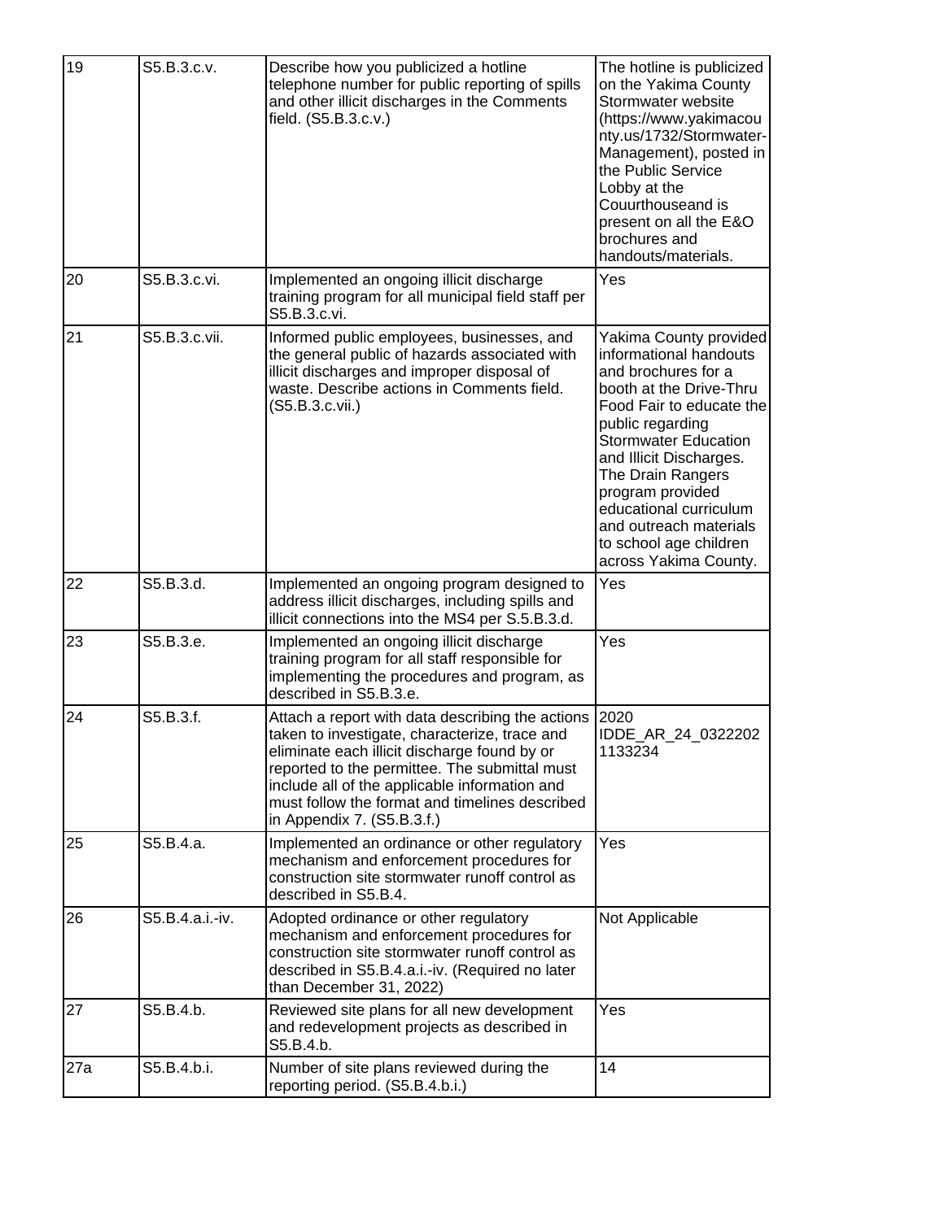| 19 | S5.B.3.c.v. | Describe how you publicized a hotline telephone number for public reporting of spills and other illicit discharges in the Comments field. (S5.B.3.c.v.) | The hotline is publicized on the Yakima County Stormwater website (https://www.yakimacounty.us/1732/Stormwater-Management), posted in the Public Service Lobby at the Couurthouseand is present on all the E&O brochures and handouts/materials. |
|---|---|---|---|
| 20 | S5.B.3.c.vi. | Implemented an ongoing illicit discharge training program for all municipal field staff per S5.B.3.c.vi. | Yes |
| 21 | S5.B.3.c.vii. | Informed public employees, businesses, and the general public of hazards associated with illicit discharges and improper disposal of waste. Describe actions in Comments field. (S5.B.3.c.vii.) | Yakima County provided informational handouts and brochures for a booth at the Drive-Thru Food Fair to educate the public regarding Stormwater Education and Illicit Discharges. The Drain Rangers program provided educational curriculum and outreach materials to school age children across Yakima County. |
| 22 | S5.B.3.d. | Implemented an ongoing program designed to address illicit discharges, including spills and illicit connections into the MS4 per S.5.B.3.d. | Yes |
| 23 | S5.B.3.e. | Implemented an ongoing illicit discharge training program for all staff responsible for implementing the procedures and program, as described in S5.B.3.e. | Yes |
| 24 | S5.B.3.f. | Attach a report with data describing the actions taken to investigate, characterize, trace and eliminate each illicit discharge found by or reported to the permittee. The submittal must include all of the applicable information and must follow the format and timelines described in Appendix 7. (S5.B.3.f.) | 2020 IDDE_AR_24_03222021133234 |
| 25 | S5.B.4.a. | Implemented an ordinance or other regulatory mechanism and enforcement procedures for construction site stormwater runoff control as described in S5.B.4. | Yes |
| 26 | S5.B.4.a.i.-iv. | Adopted ordinance or other regulatory mechanism and enforcement procedures for construction site stormwater runoff control as described in S5.B.4.a.i.-iv. (Required no later than December 31, 2022) | Not Applicable |
| 27 | S5.B.4.b. | Reviewed site plans for all new development and redevelopment projects as described in S5.B.4.b. | Yes |
| 27a | S5.B.4.b.i. | Number of site plans reviewed during the reporting period. (S5.B.4.b.i.) | 14 |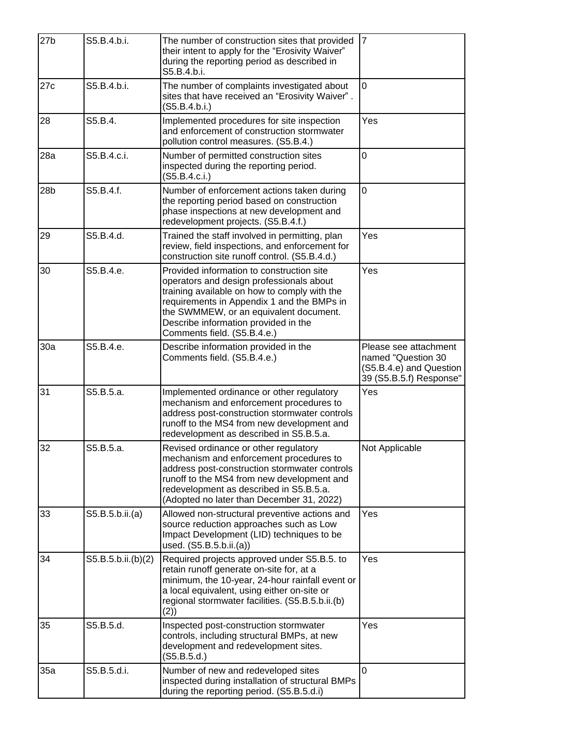| | | | |
|---|---|---|---|
| 27b | S5.B.4.b.i. | The number of construction sites that provided their intent to apply for the "Erosivity Waiver" during the reporting period as described in S5.B.4.b.i. | 7 |
| 27c | S5.B.4.b.i. | The number of complaints investigated about sites that have received an "Erosivity Waiver" . (S5.B.4.b.i.) | 0 |
| 28 | S5.B.4. | Implemented procedures for site inspection and enforcement of construction stormwater pollution control measures. (S5.B.4.) | Yes |
| 28a | S5.B.4.c.i. | Number of permitted construction sites inspected during the reporting period. (S5.B.4.c.i.) | 0 |
| 28b | S5.B.4.f. | Number of enforcement actions taken during the reporting period based on construction phase inspections at new development and redevelopment projects. (S5.B.4.f.) | 0 |
| 29 | S5.B.4.d. | Trained the staff involved in permitting, plan review, field inspections, and enforcement for construction site runoff control. (S5.B.4.d.) | Yes |
| 30 | S5.B.4.e. | Provided information to construction site operators and design professionals about training available on how to comply with the requirements in Appendix 1 and the BMPs in the SWMMEW, or an equivalent document. Describe information provided in the Comments field. (S5.B.4.e.) | Yes |
| 30a | S5.B.4.e. | Describe information provided in the Comments field. (S5.B.4.e.) | Please see attachment named "Question 30 (S5.B.4.e) and Question 39 (S5.B.5.f) Response" |
| 31 | S5.B.5.a. | Implemented ordinance or other regulatory mechanism and enforcement procedures to address post-construction stormwater controls runoff to the MS4 from new development and redevelopment as described in S5.B.5.a. | Yes |
| 32 | S5.B.5.a. | Revised ordinance or other regulatory mechanism and enforcement procedures to address post-construction stormwater controls runoff to the MS4 from new development and redevelopment as described in S5.B.5.a. (Adopted no later than December 31, 2022) | Not Applicable |
| 33 | S5.B.5.b.ii.(a) | Allowed non-structural preventive actions and source reduction approaches such as Low Impact Development (LID) techniques to be used. (S5.B.5.b.ii.(a)) | Yes |
| 34 | S5.B.5.b.ii.(b)(2) | Required projects approved under S5.B.5. to retain runoff generate on-site for, at a minimum, the 10-year, 24-hour rainfall event or a local equivalent, using either on-site or regional stormwater facilities. (S5.B.5.b.ii.(b)(2)) | Yes |
| 35 | S5.B.5.d. | Inspected post-construction stormwater controls, including structural BMPs, at new development and redevelopment sites. (S5.B.5.d.) | Yes |
| 35a | S5.B.5.d.i. | Number of new and redeveloped sites inspected during installation of structural BMPs during the reporting period. (S5.B.5.d.i) | 0 |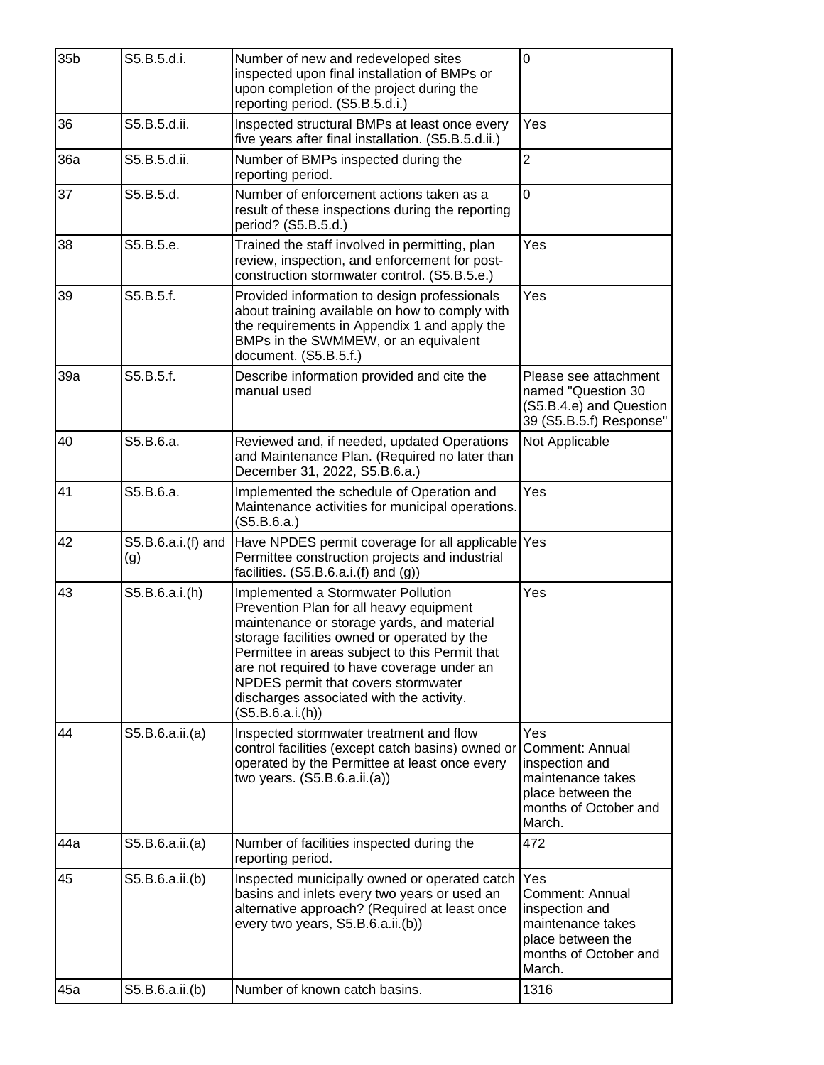| | | | |
|---|---|---|---|
| 35b | S5.B.5.d.i. | Number of new and redeveloped sites inspected upon final installation of BMPs or upon completion of the project during the reporting period. (S5.B.5.d.i.) | 0 |
| 36 | S5.B.5.d.ii. | Inspected structural BMPs at least once every five years after final installation. (S5.B.5.d.ii.) | Yes |
| 36a | S5.B.5.d.ii. | Number of BMPs inspected during the reporting period. | 2 |
| 37 | S5.B.5.d. | Number of enforcement actions taken as a result of these inspections during the reporting period? (S5.B.5.d.) | 0 |
| 38 | S5.B.5.e. | Trained the staff involved in permitting, plan review, inspection, and enforcement for post-construction stormwater control. (S5.B.5.e.) | Yes |
| 39 | S5.B.5.f. | Provided information to design professionals about training available on how to comply with the requirements in Appendix 1 and apply the BMPs in the SWMMEW, or an equivalent document. (S5.B.5.f.) | Yes |
| 39a | S5.B.5.f. | Describe information provided and cite the manual used | Please see attachment named "Question 30 (S5.B.4.e) and Question 39 (S5.B.5.f) Response" |
| 40 | S5.B.6.a. | Reviewed and, if needed, updated Operations and Maintenance Plan. (Required no later than December 31, 2022, S5.B.6.a.) | Not Applicable |
| 41 | S5.B.6.a. | Implemented the schedule of Operation and Maintenance activities for municipal operations. (S5.B.6.a.) | Yes |
| 42 | S5.B.6.a.i.(f) and (g) | Have NPDES permit coverage for all applicable Permittee construction projects and industrial facilities. (S5.B.6.a.i.(f) and (g)) | Yes |
| 43 | S5.B.6.a.i.(h) | Implemented a Stormwater Pollution Prevention Plan for all heavy equipment maintenance or storage yards, and material storage facilities owned or operated by the Permittee in areas subject to this Permit that are not required to have coverage under an NPDES permit that covers stormwater discharges associated with the activity. (S5.B.6.a.i.(h)) | Yes |
| 44 | S5.B.6.a.ii.(a) | Inspected stormwater treatment and flow control facilities (except catch basins) owned or operated by the Permittee at least once every two years. (S5.B.6.a.ii.(a)) | Yes<br>Comment: Annual inspection and maintenance takes place between the months of October and March. |
| 44a | S5.B.6.a.ii.(a) | Number of facilities inspected during the reporting period. | 472 |
| 45 | S5.B.6.a.ii.(b) | Inspected municipally owned or operated catch basins and inlets every two years or used an alternative approach? (Required at least once every two years, S5.B.6.a.ii.(b)) | Yes<br>Comment: Annual inspection and maintenance takes place between the months of October and March. |
| 45a | S5.B.6.a.ii.(b) | Number of known catch basins. | 1316 |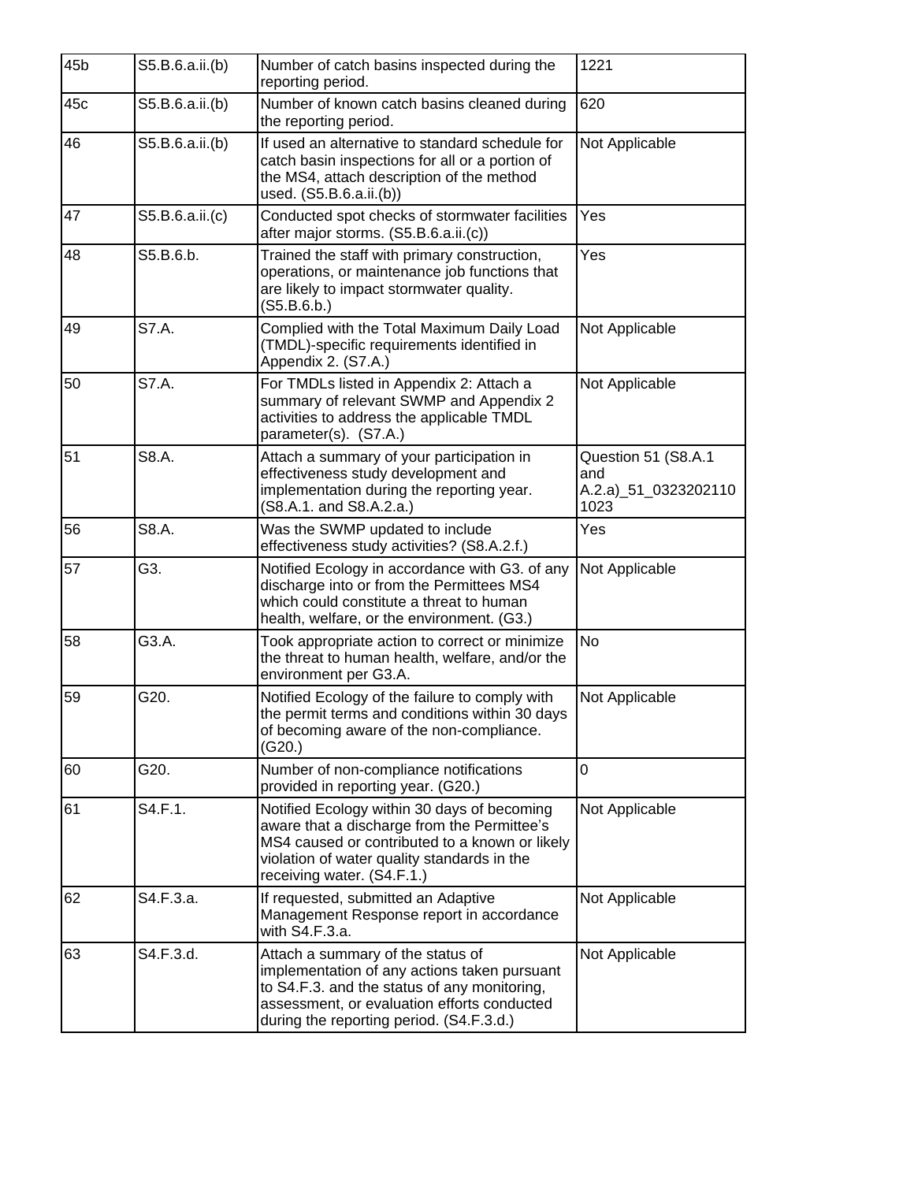| 45b | S5.B.6.a.ii.(b) | Number of catch basins inspected during the reporting period. | 1221 |
|---|---|---|---|
| 45c | S5.B.6.a.ii.(b) | Number of known catch basins cleaned during the reporting period. | 620 |
| 46 | S5.B.6.a.ii.(b) | If used an alternative to standard schedule for catch basin inspections for all or a portion of the MS4, attach description of the method used. (S5.B.6.a.ii.(b)) | Not Applicable |
| 47 | S5.B.6.a.ii.(c) | Conducted spot checks of stormwater facilities after major storms. (S5.B.6.a.ii.(c)) | Yes |
| 48 | S5.B.6.b. | Trained the staff with primary construction, operations, or maintenance job functions that are likely to impact stormwater quality. (S5.B.6.b.) | Yes |
| 49 | S7.A. | Complied with the Total Maximum Daily Load (TMDL)-specific requirements identified in Appendix 2. (S7.A.) | Not Applicable |
| 50 | S7.A. | For TMDLs listed in Appendix 2: Attach a summary of relevant SWMP and Appendix 2 activities to address the applicable TMDL parameter(s). (S7.A.) | Not Applicable |
| 51 | S8.A. | Attach a summary of your participation in effectiveness study development and implementation during the reporting year. (S8.A.1. and S8.A.2.a.) | Question 51 (S8.A.1 and A.2.a)_51_03232021101023 |
| 56 | S8.A. | Was the SWMP updated to include effectiveness study activities? (S8.A.2.f.) | Yes |
| 57 | G3. | Notified Ecology in accordance with G3. of any discharge into or from the Permittees MS4 which could constitute a threat to human health, welfare, or the environment. (G3.) | Not Applicable |
| 58 | G3.A. | Took appropriate action to correct or minimize the threat to human health, welfare, and/or the environment per G3.A. | No |
| 59 | G20. | Notified Ecology of the failure to comply with the permit terms and conditions within 30 days of becoming aware of the non-compliance. (G20.) | Not Applicable |
| 60 | G20. | Number of non-compliance notifications provided in reporting year. (G20.) | 0 |
| 61 | S4.F.1. | Notified Ecology within 30 days of becoming aware that a discharge from the Permittee's MS4 caused or contributed to a known or likely violation of water quality standards in the receiving water. (S4.F.1.) | Not Applicable |
| 62 | S4.F.3.a. | If requested, submitted an Adaptive Management Response report in accordance with S4.F.3.a. | Not Applicable |
| 63 | S4.F.3.d. | Attach a summary of the status of implementation of any actions taken pursuant to S4.F.3. and the status of any monitoring, assessment, or evaluation efforts conducted during the reporting period. (S4.F.3.d.) | Not Applicable |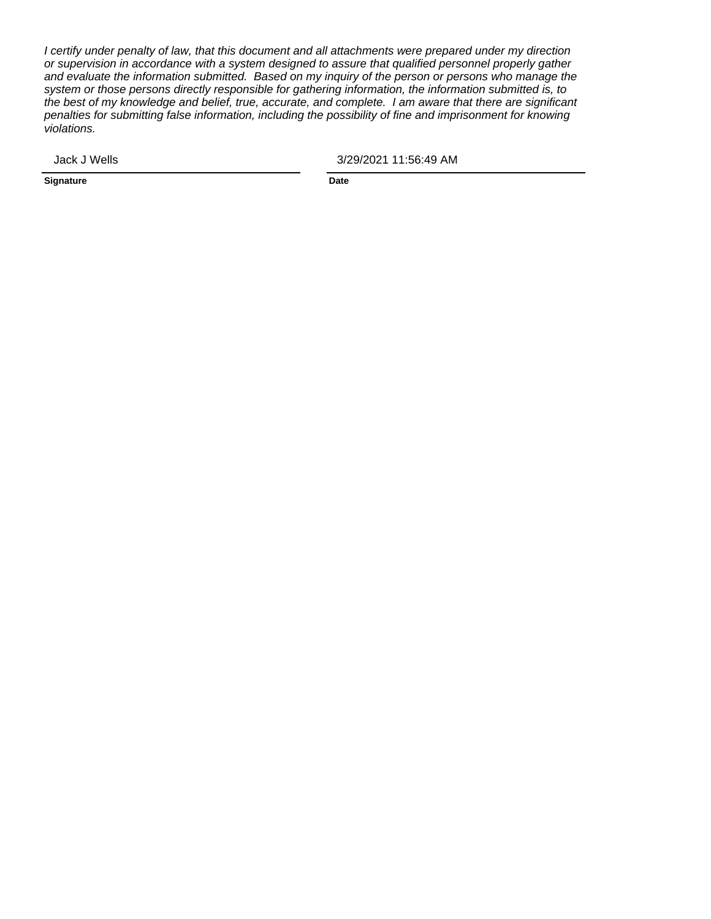*I certify under penalty of law, that this document and all attachments were prepared under my direction or supervision in accordance with a system designed to assure that qualified personnel properly gather and evaluate the information submitted. Based on my inquiry of the person or persons who manage the system or those persons directly responsible for gathering information, the information submitted is, to the best of my knowledge and belief, true, accurate, and complete. I am aware that there are significant penalties for submitting false information, including the possibility of fine and imprisonment for knowing violations.*

| Jack J Wells | 3/29/2021 11:56:49 AM |
|---|---|
| **Signature** | **Date** |